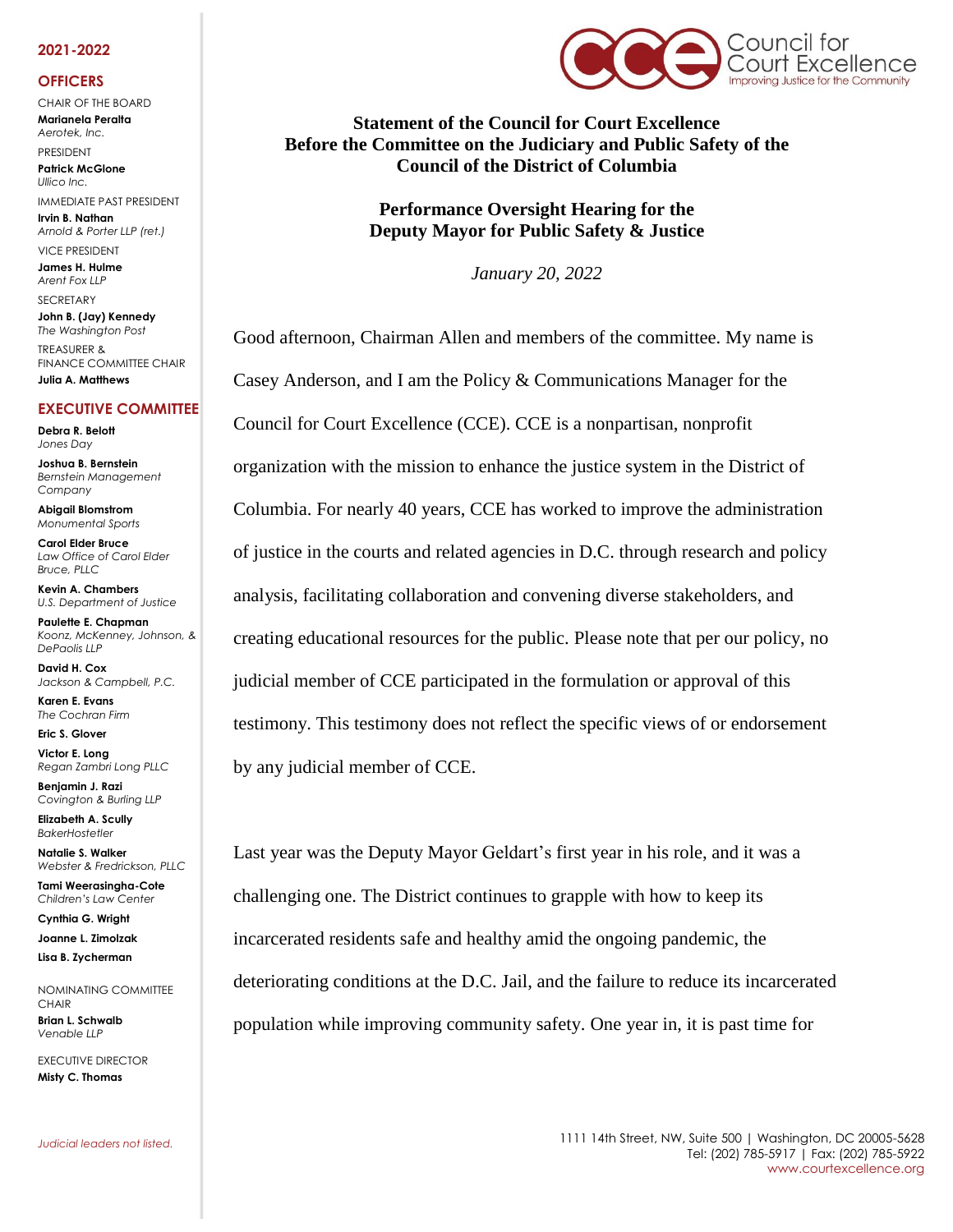**2021-2022**

**OFFICERS**

CHAIR OF THE BOARD
**Marianela Peralta**
*Aerotek, Inc.*

PRESIDENT
**Patrick McGlone**
*Ullico Inc.*

IMMEDIATE PAST PRESIDENT
**Irvin B. Nathan**
*Arnold & Porter LLP (ret.)*

VICE PRESIDENT
**James H. Hulme**
*Arent Fox LLP*

SECRETARY
**John B. (Jay) Kennedy**
*The Washington Post*

TREASURER & FINANCE COMMITTEE CHAIR
**Julia A. Matthews**

**EXECUTIVE COMMITTEE**

**Debra R. Belott**
*Jones Day*

**Joshua B. Bernstein**
*Bernstein Management Company*

**Abigail Blomstrom**
*Monumental Sports*

**Carol Elder Bruce**
*Law Office of Carol Elder Bruce, PLLC*

**Kevin A. Chambers**
*U.S. Department of Justice*

**Paulette E. Chapman**
*Koonz, McKenney, Johnson, & DePaolis LLP*

**David H. Cox**
*Jackson & Campbell, P.C.*

**Karen E. Evans**
*The Cochran Firm*

**Eric S. Glover**

**Victor E. Long**
*Regan Zambri Long PLLC*

**Benjamin J. Razi**
*Covington & Burling LLP*

**Elizabeth A. Scully**
*BakerHostetler*

**Natalie S. Walker**
*Webster & Fredrickson, PLLC*

**Tami Weerasingha-Cote**
*Children's Law Center*

**Cynthia G. Wright**

**Joanne L. Zimolzak**

**Lisa B. Zycherman**

NOMINATING COMMITTEE CHAIR
**Brian L. Schwalb**
*Venable LLP*

EXECUTIVE DIRECTOR
**Misty C. Thomas**

*Judicial leaders not listed.*

Council for Court Excellence
Improving Justice for the Community

**Statement of the Council for Court Excellence**
**Before the Committee on the Judiciary and Public Safety of the Council of the District of Columbia**

**Performance Oversight Hearing for the Deputy Mayor for Public Safety & Justice**

*January 20, 2022*

Good afternoon, Chairman Allen and members of the committee. My name is Casey Anderson, and I am the Policy & Communications Manager for the Council for Court Excellence (CCE). CCE is a nonpartisan, nonprofit organization with the mission to enhance the justice system in the District of Columbia. For nearly 40 years, CCE has worked to improve the administration of justice in the courts and related agencies in D.C. through research and policy analysis, facilitating collaboration and convening diverse stakeholders, and creating educational resources for the public. Please note that per our policy, no judicial member of CCE participated in the formulation or approval of this testimony. This testimony does not reflect the specific views of or endorsement by any judicial member of CCE.

Last year was the Deputy Mayor Geldart's first year in his role, and it was a challenging one. The District continues to grapple with how to keep its incarcerated residents safe and healthy amid the ongoing pandemic, the deteriorating conditions at the D.C. Jail, and the failure to reduce its incarcerated population while improving community safety. One year in, it is past time for

1111 14th Street, NW, Suite 500 | Washington, DC 20005-5628
Tel: (202) 785-5917 | Fax: (202) 785-5922
www.courtexcellence.org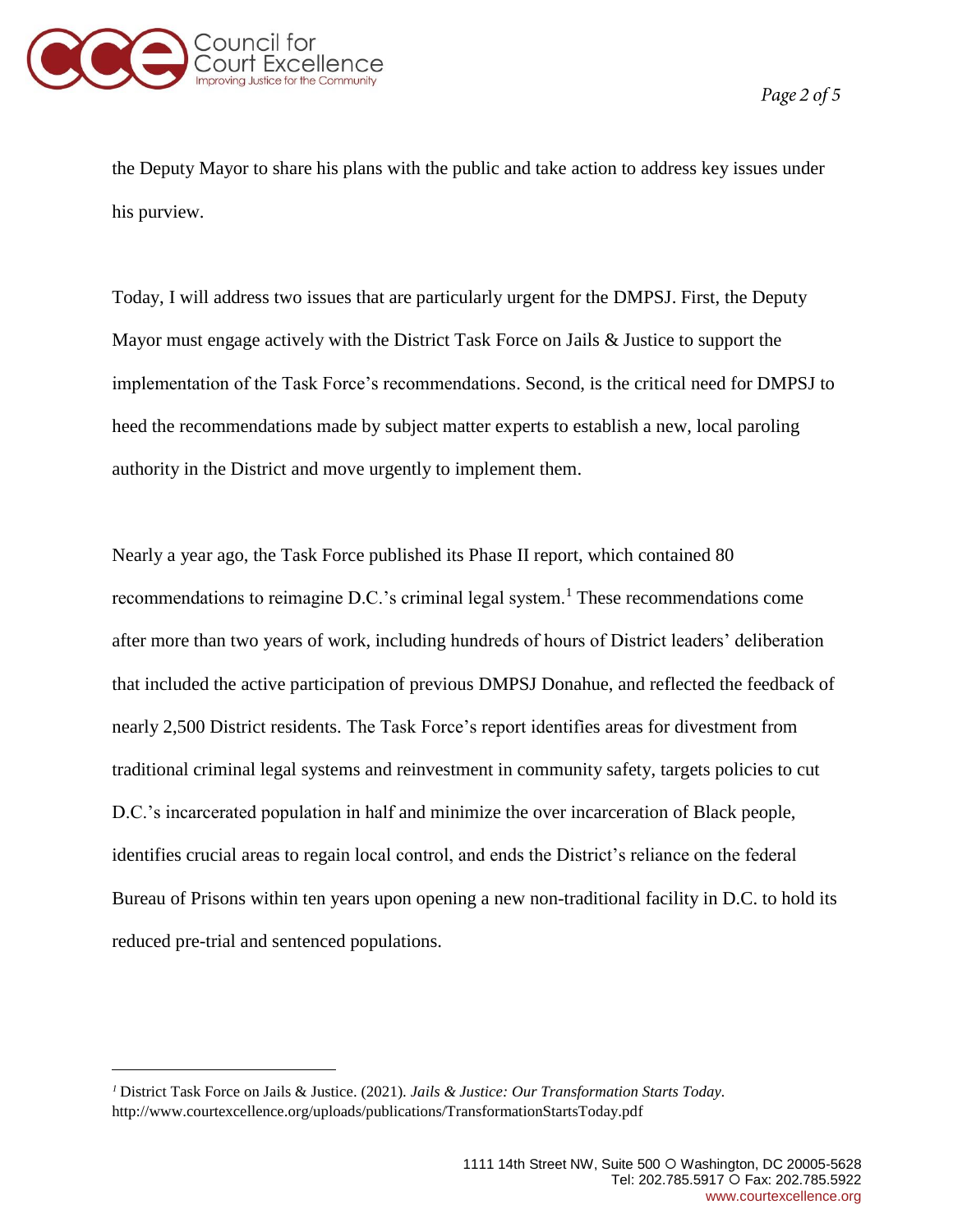the Deputy Mayor to share his plans with the public and take action to address key issues under his purview.

Today, I will address two issues that are particularly urgent for the DMPSJ. First, the Deputy Mayor must engage actively with the District Task Force on Jails & Justice to support the implementation of the Task Force's recommendations. Second, is the critical need for DMPSJ to heed the recommendations made by subject matter experts to establish a new, local paroling authority in the District and move urgently to implement them.

Nearly a year ago, the Task Force published its Phase II report, which contained 80 recommendations to reimagine D.C.'s criminal legal system.[1] These recommendations come after more than two years of work, including hundreds of hours of District leaders' deliberation that included the active participation of previous DMPSJ Donahue, and reflected the feedback of nearly 2,500 District residents. The Task Force's report identifies areas for divestment from traditional criminal legal systems and reinvestment in community safety, targets policies to cut D.C.'s incarcerated population in half and minimize the over incarceration of Black people, identifies crucial areas to regain local control, and ends the District's reliance on the federal Bureau of Prisons within ten years upon opening a new non-traditional facility in D.C. to hold its reduced pre-trial and sentenced populations.

---

[1] District Task Force on Jails & Justice. (2021). *Jails & Justice: Our Transformation Starts Today.* http://www.courtexcellence.org/uploads/publications/TransformationStartsToday.pdf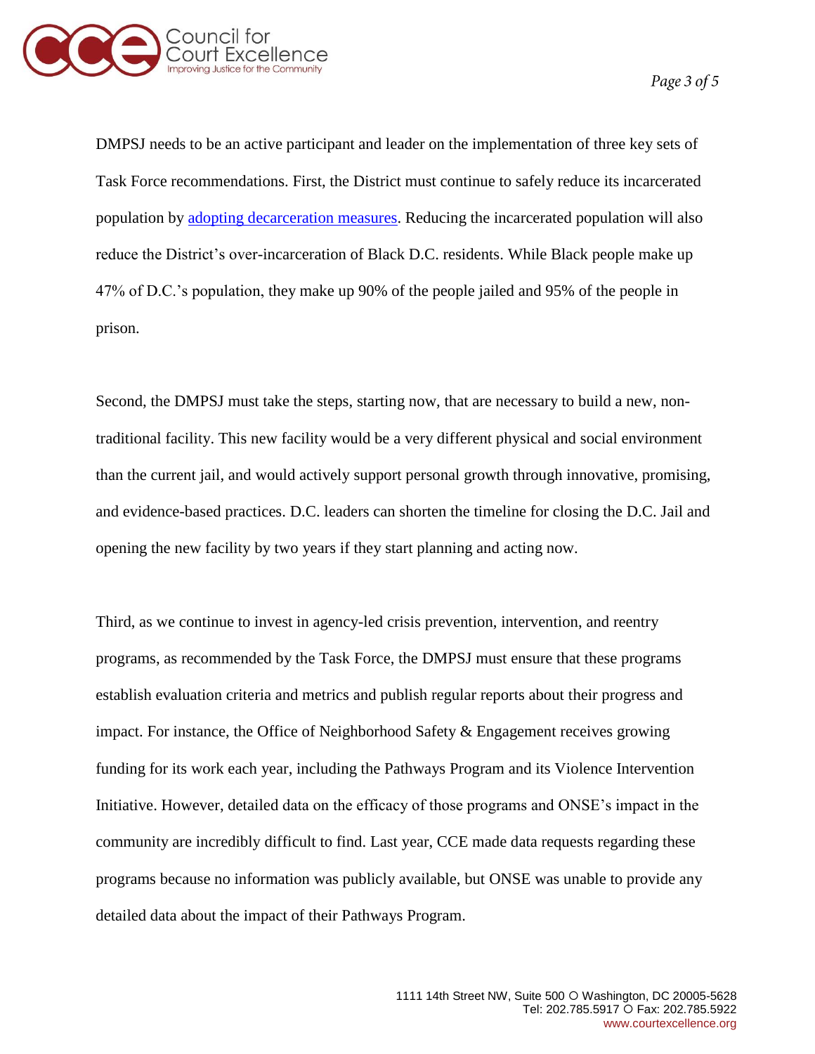DMPSJ needs to be an active participant and leader on the implementation of three key sets of Task Force recommendations. First, the District must continue to safely reduce its incarcerated population by [adopting decarceration measures](). Reducing the incarcerated population will also reduce the District's over-incarceration of Black D.C. residents. While Black people make up 47% of D.C.'s population, they make up 90% of the people jailed and 95% of the people in prison.

Second, the DMPSJ must take the steps, starting now, that are necessary to build a new, non-traditional facility. This new facility would be a very different physical and social environment than the current jail, and would actively support personal growth through innovative, promising, and evidence-based practices. D.C. leaders can shorten the timeline for closing the D.C. Jail and opening the new facility by two years if they start planning and acting now.

Third, as we continue to invest in agency-led crisis prevention, intervention, and reentry programs, as recommended by the Task Force, the DMPSJ must ensure that these programs establish evaluation criteria and metrics and publish regular reports about their progress and impact. For instance, the Office of Neighborhood Safety & Engagement receives growing funding for its work each year, including the Pathways Program and its Violence Intervention Initiative. However, detailed data on the efficacy of those programs and ONSE's impact in the community are incredibly difficult to find. Last year, CCE made data requests regarding these programs because no information was publicly available, but ONSE was unable to provide any detailed data about the impact of their Pathways Program.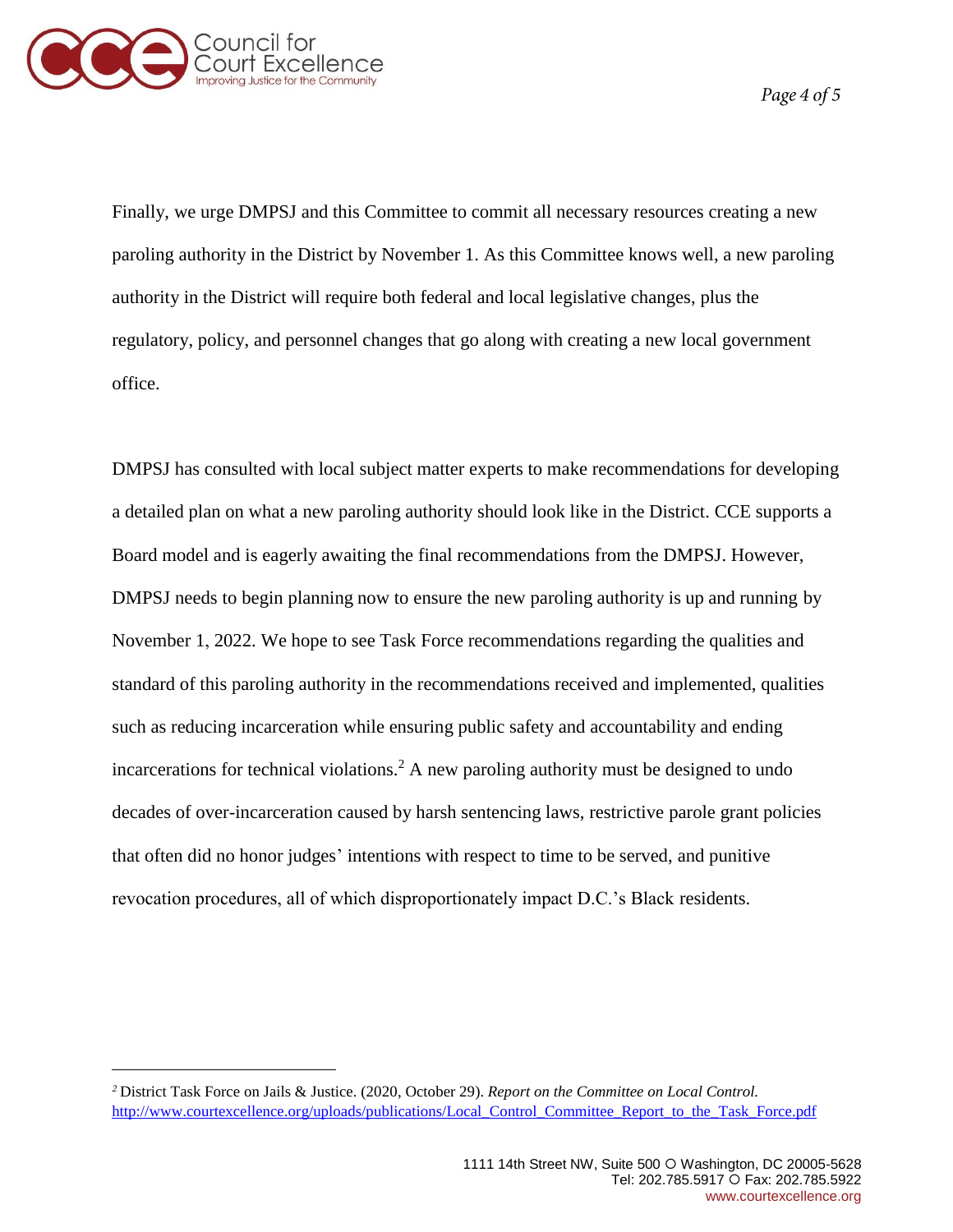Finally, we urge DMPSJ and this Committee to commit all necessary resources creating a new paroling authority in the District by November 1. As this Committee knows well, a new paroling authority in the District will require both federal and local legislative changes, plus the regulatory, policy, and personnel changes that go along with creating a new local government office.

DMPSJ has consulted with local subject matter experts to make recommendations for developing a detailed plan on what a new paroling authority should look like in the District. CCE supports a Board model and is eagerly awaiting the final recommendations from the DMPSJ. However, DMPSJ needs to begin planning now to ensure the new paroling authority is up and running by November 1, 2022. We hope to see Task Force recommendations regarding the qualities and standard of this paroling authority in the recommendations received and implemented, qualities such as reducing incarceration while ensuring public safety and accountability and ending incarcerations for technical violations.[2] A new paroling authority must be designed to undo decades of over-incarceration caused by harsh sentencing laws, restrictive parole grant policies that often did no honor judges' intentions with respect to time to be served, and punitive revocation procedures, all of which disproportionately impact D.C.'s Black residents.

---

[2] District Task Force on Jails & Justice. (2020, October 29). *Report on the Committee on Local Control.* http://www.courtexcellence.org/uploads/publications/Local_Control_Committee_Report_to_the_Task_Force.pdf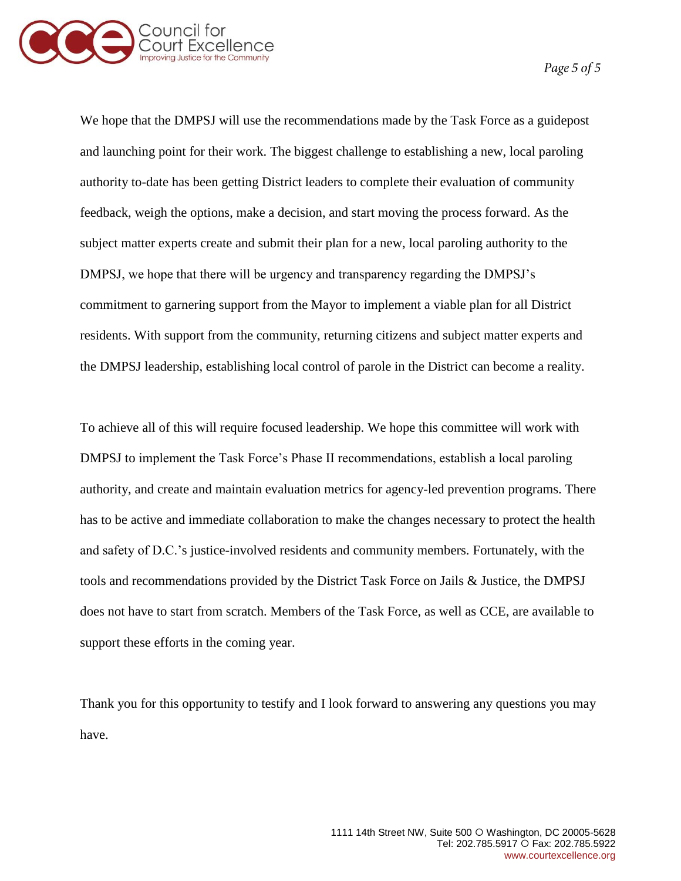We hope that the DMPSJ will use the recommendations made by the Task Force as a guidepost and launching point for their work. The biggest challenge to establishing a new, local paroling authority to-date has been getting District leaders to complete their evaluation of community feedback, weigh the options, make a decision, and start moving the process forward. As the subject matter experts create and submit their plan for a new, local paroling authority to the DMPSJ, we hope that there will be urgency and transparency regarding the DMPSJ's commitment to garnering support from the Mayor to implement a viable plan for all District residents. With support from the community, returning citizens and subject matter experts and the DMPSJ leadership, establishing local control of parole in the District can become a reality.

To achieve all of this will require focused leadership. We hope this committee will work with DMPSJ to implement the Task Force's Phase II recommendations, establish a local paroling authority, and create and maintain evaluation metrics for agency-led prevention programs. There has to be active and immediate collaboration to make the changes necessary to protect the health and safety of D.C.'s justice-involved residents and community members. Fortunately, with the tools and recommendations provided by the District Task Force on Jails & Justice, the DMPSJ does not have to start from scratch. Members of the Task Force, as well as CCE, are available to support these efforts in the coming year.

Thank you for this opportunity to testify and I look forward to answering any questions you may have.